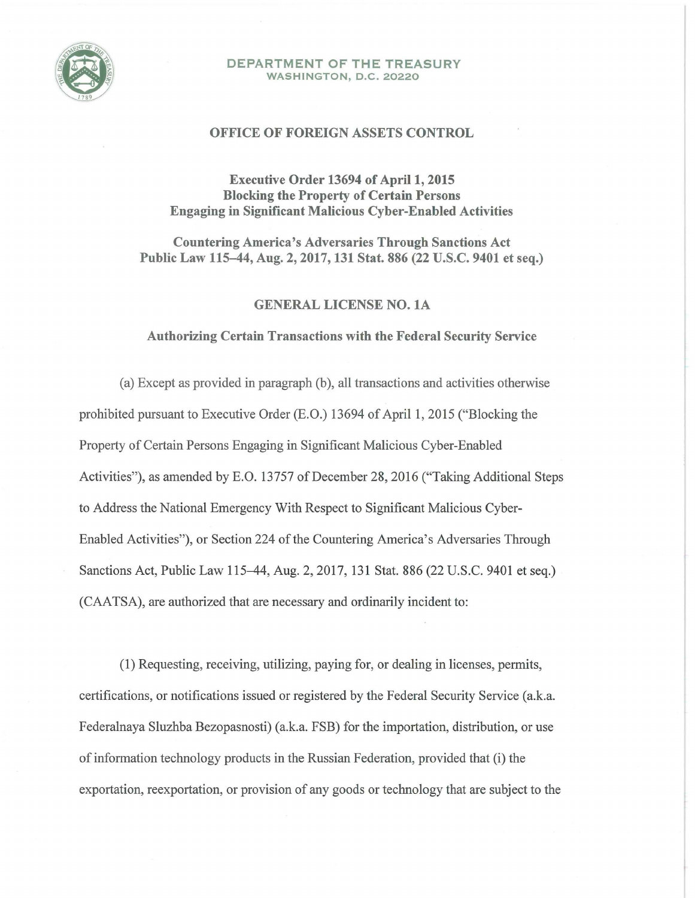**DEPARTMENT OF THE TREASURY**
**WASHINGTON, D.C. 20220**

## OFFICE OF FOREIGN ASSETS CONTROL

**Executive Order 13694 of April 1, 2015**
**Blocking the Property of Certain Persons**
**Engaging in Significant Malicious Cyber-Enabled Activities**

**Countering America's Adversaries Through Sanctions Act**
**Public Law 115–44, Aug. 2, 2017, 131 Stat. 886 (22 U.S.C. 9401 et seq.)**

## GENERAL LICENSE NO. 1A

### Authorizing Certain Transactions with the Federal Security Service

(a) Except as provided in paragraph (b), all transactions and activities otherwise prohibited pursuant to Executive Order (E.O.) 13694 of April 1, 2015 ("Blocking the Property of Certain Persons Engaging in Significant Malicious Cyber-Enabled Activities"), as amended by E.O. 13757 of December 28, 2016 ("Taking Additional Steps to Address the National Emergency With Respect to Significant Malicious Cyber-Enabled Activities"), or Section 224 of the Countering America's Adversaries Through Sanctions Act, Public Law 115–44, Aug. 2, 2017, 131 Stat. 886 (22 U.S.C. 9401 et seq.) (CAATSA), are authorized that are necessary and ordinarily incident to:

(1) Requesting, receiving, utilizing, paying for, or dealing in licenses, permits, certifications, or notifications issued or registered by the Federal Security Service (a.k.a. Federalnaya Sluzhba Bezopasnosti) (a.k.a. FSB) for the importation, distribution, or use of information technology products in the Russian Federation, provided that (i) the exportation, reexportation, or provision of any goods or technology that are subject to the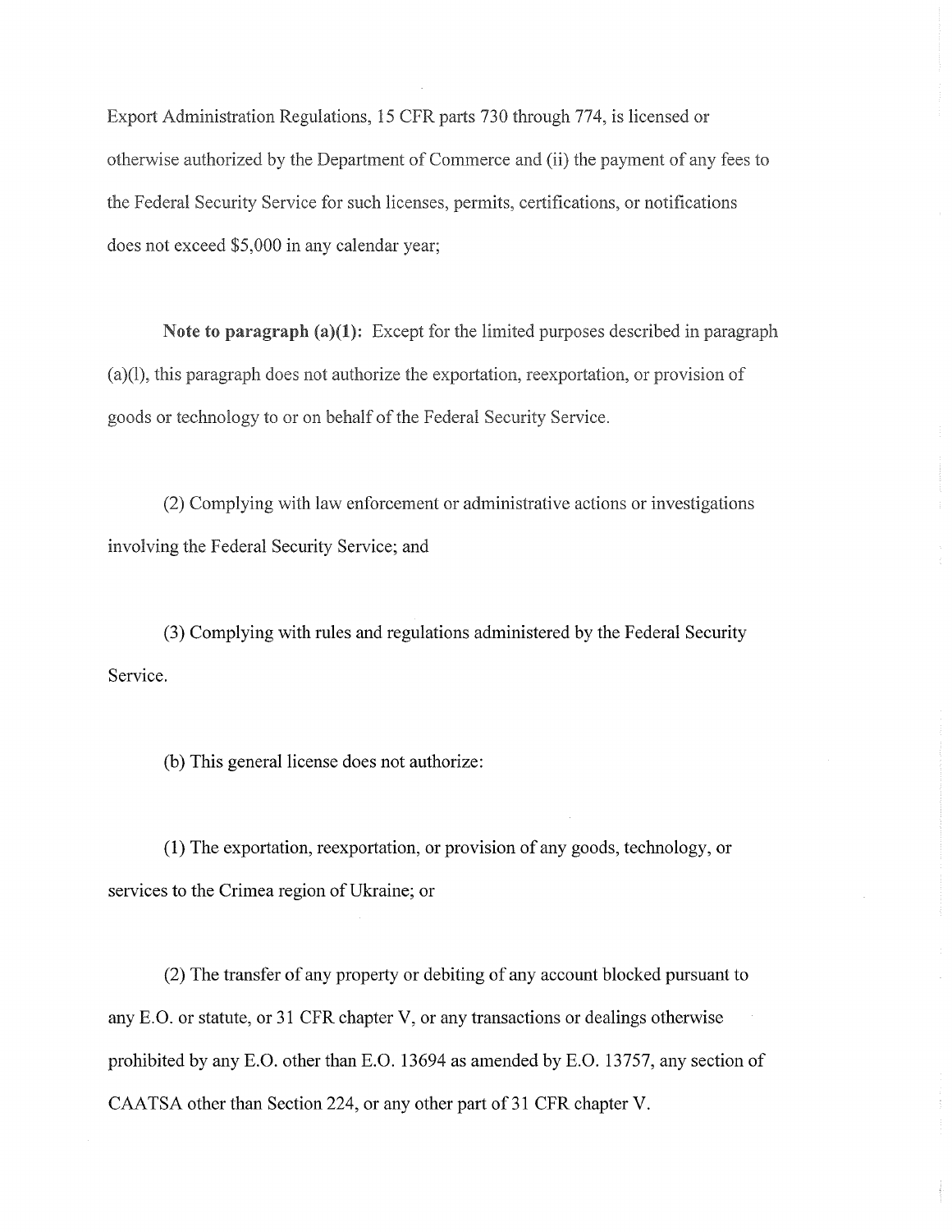Export Administration Regulations, 15 CFR parts 730 through 774, is licensed or otherwise authorized by the Department of Commerce and (ii) the payment of any fees to the Federal Security Service for such licenses, permits, certifications, or notifications does not exceed $5,000 in any calendar year;

**Note to paragraph (a)(1):** Except for the limited purposes described in paragraph (a)(l), this paragraph does not authorize the exportation, reexportation, or provision of goods or technology to or on behalf of the Federal Security Service.

(2) Complying with law enforcement or administrative actions or investigations involving the Federal Security Service; and

(3) Complying with rules and regulations administered by the Federal Security Service.

(b) This general license does not authorize:

(1) The exportation, reexportation, or provision of any goods, technology, or services to the Crimea region of Ukraine; or

(2) The transfer of any property or debiting of any account blocked pursuant to any E.O. or statute, or 31 CFR chapter V, or any transactions or dealings otherwise prohibited by any E.O. other than E.O. 13694 as amended by E.O. 13757, any section of CAATSA other than Section 224, or any other part of 31 CFR chapter V.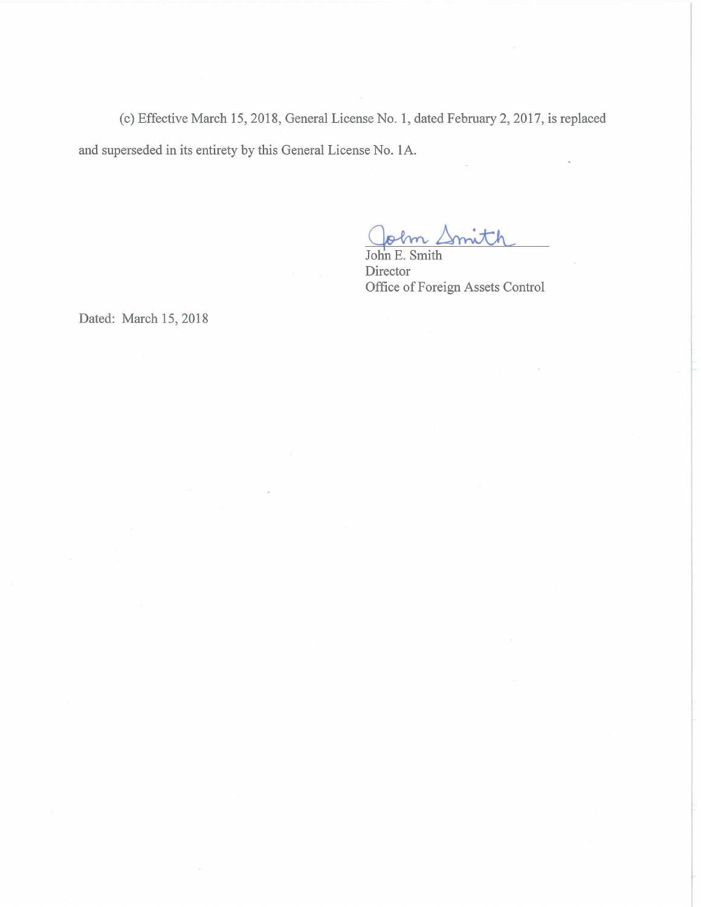(c) Effective March 15, 2018, General License No. 1, dated February 2, 2017, is replaced and superseded in its entirety by this General License No. 1A.

John Smith

John E. Smith
Director
Office of Foreign Assets Control

Dated: March 15, 2018